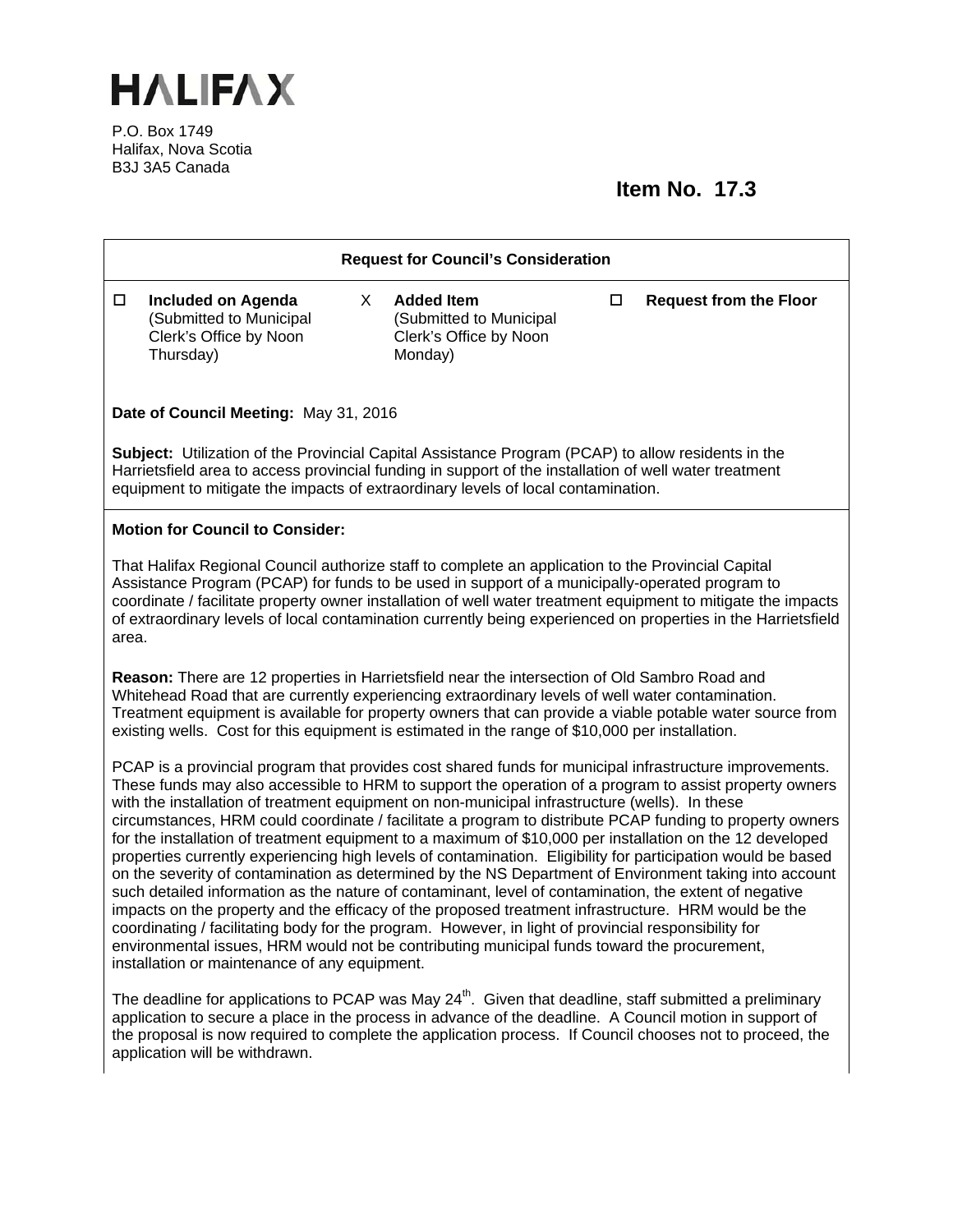# HALIFAX

P.O. Box 1749
Halifax, Nova Scotia
B3J 3A5 Canada

**Item No. 17.3**

**Request for Council's Consideration**

| | | | | | |
|---|---|---|---|---|---|
| ☐ | **Included on Agenda** (Submitted to Municipal Clerk's Office by Noon Thursday) | X | **Added Item** (Submitted to Municipal Clerk's Office by Noon Monday) | ☐ | **Request from the Floor** |

**Date of Council Meeting:** May 31, 2016

**Subject:** Utilization of the Provincial Capital Assistance Program (PCAP) to allow residents in the Harrietsfield area to access provincial funding in support of the installation of well water treatment equipment to mitigate the impacts of extraordinary levels of local contamination.

**Motion for Council to Consider:**

That Halifax Regional Council authorize staff to complete an application to the Provincial Capital Assistance Program (PCAP) for funds to be used in support of a municipally-operated program to coordinate / facilitate property owner installation of well water treatment equipment to mitigate the impacts of extraordinary levels of local contamination currently being experienced on properties in the Harrietsfield area.

**Reason:** There are 12 properties in Harrietsfield near the intersection of Old Sambro Road and Whitehead Road that are currently experiencing extraordinary levels of well water contamination. Treatment equipment is available for property owners that can provide a viable potable water source from existing wells. Cost for this equipment is estimated in the range of $10,000 per installation.

PCAP is a provincial program that provides cost shared funds for municipal infrastructure improvements. These funds may also accessible to HRM to support the operation of a program to assist property owners with the installation of treatment equipment on non-municipal infrastructure (wells). In these circumstances, HRM could coordinate / facilitate a program to distribute PCAP funding to property owners for the installation of treatment equipment to a maximum of $10,000 per installation on the 12 developed properties currently experiencing high levels of contamination. Eligibility for participation would be based on the severity of contamination as determined by the NS Department of Environment taking into account such detailed information as the nature of contaminant, level of contamination, the extent of negative impacts on the property and the efficacy of the proposed treatment infrastructure. HRM would be the coordinating / facilitating body for the program. However, in light of provincial responsibility for environmental issues, HRM would not be contributing municipal funds toward the procurement, installation or maintenance of any equipment.

The deadline for applications to PCAP was May 24th. Given that deadline, staff submitted a preliminary application to secure a place in the process in advance of the deadline. A Council motion in support of the proposal is now required to complete the application process. If Council chooses not to proceed, the application will be withdrawn.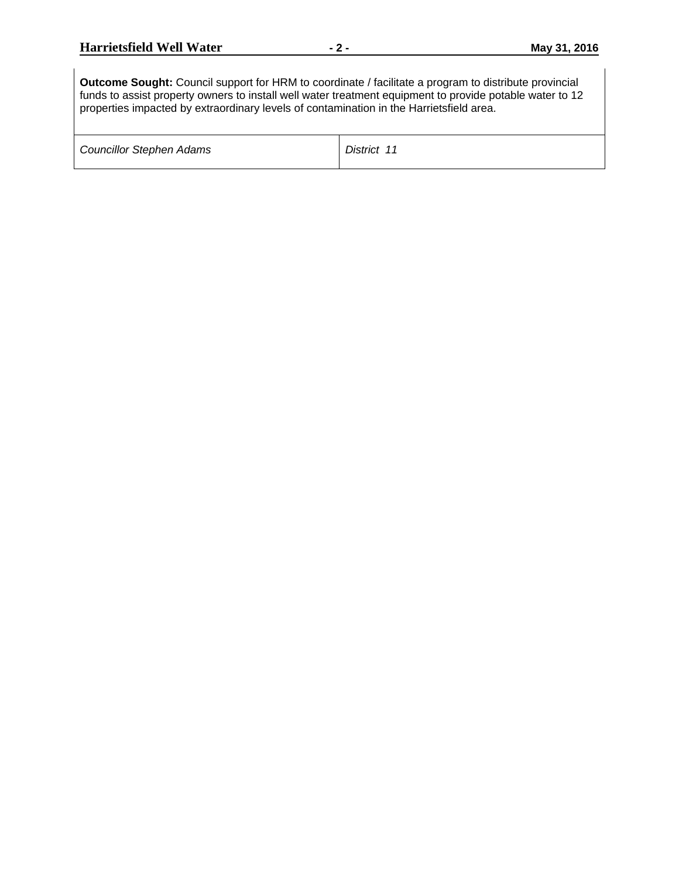**Outcome Sought:** Council support for HRM to coordinate / facilitate a program to distribute provincial funds to assist property owners to install well water treatment equipment to provide potable water to 12 properties impacted by extraordinary levels of contamination in the Harrietsfield area.

| | |
|---|---|
| *Councillor Stephen Adams* | *District 11* |